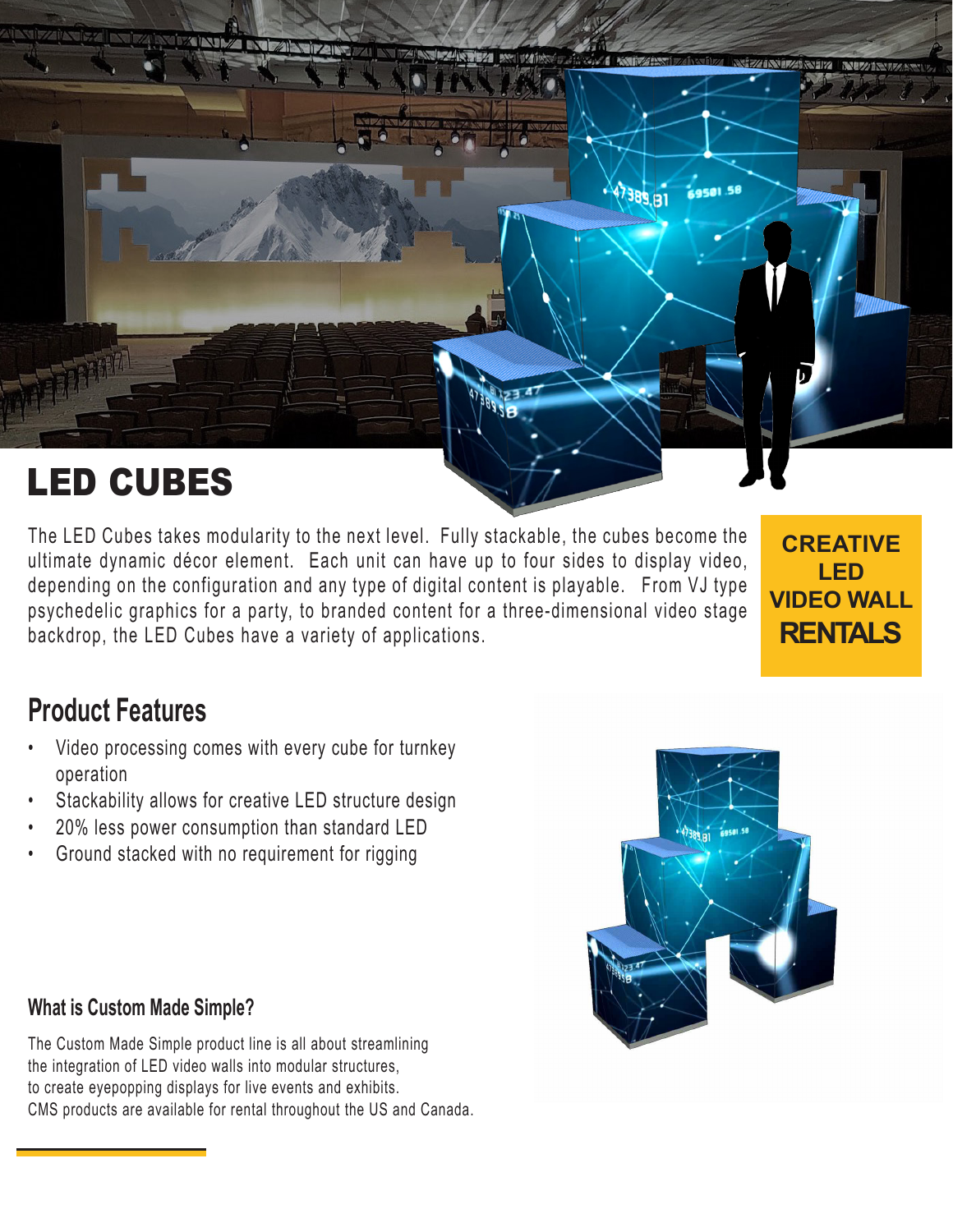# LED CUBES

The LED Cubes takes modularity to the next level. Fully stackable, the cubes become the ultimate dynamic décor element. Each unit can have up to four sides to display video, depending on the configuration and any type of digital content is playable. From VJ type psychedelic graphics for a party, to branded content for a three-dimensional video stage backdrop, the LED Cubes have a variety of applications.

**CREATIVE LED VIDEO WALL RENTALS**

## Product Features

- Video processing comes with every cube for turnkey operation
- Stackability allows for creative LED structure design
- 20% less power consumption than standard LED
- Ground stacked with no requirement for rigging

### What is Custom Made Simple?

The Custom Made Simple product line is all about streamlining the integration of LED video walls into modular structures, to create eyepopping displays for live events and exhibits. CMS products are available for rental throughout the US and Canada.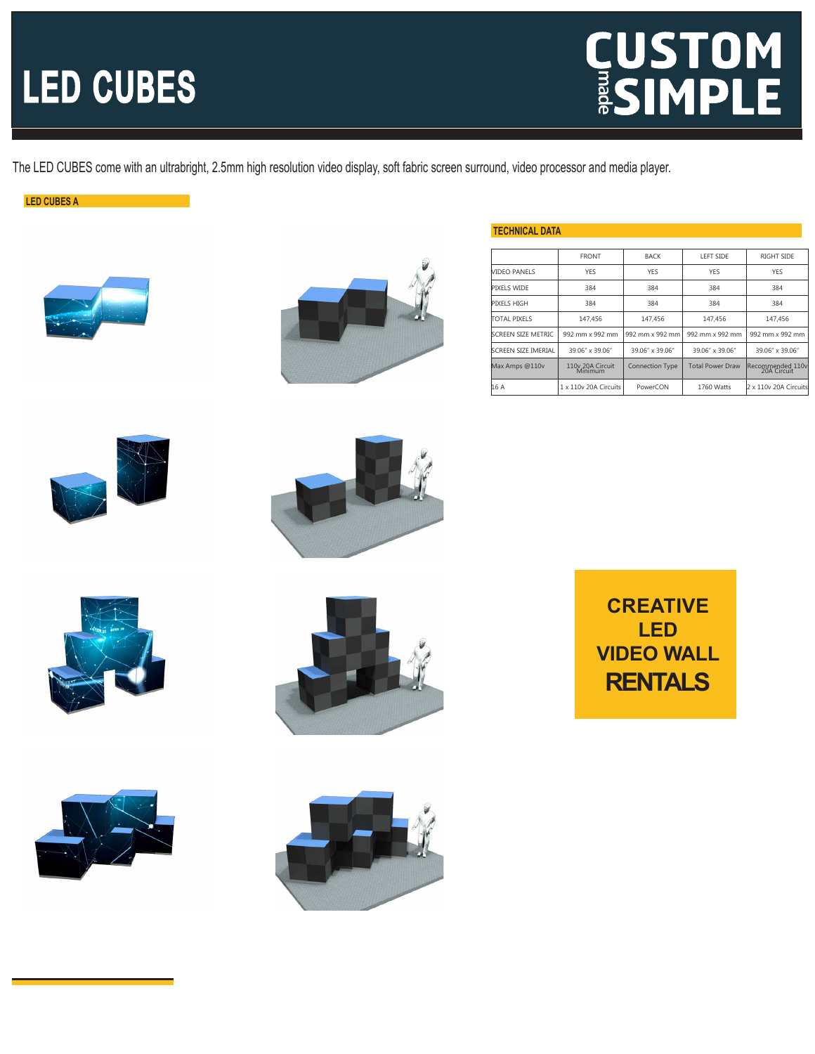# LED CUBES

**CUSTOM made SIMPLE**

The LED CUBES come with an ultrabright, 2.5mm high resolution video display, soft fabric screen surround, video processor and media player.

## LED CUBES A

## TECHNICAL DATA

| | FRONT | BACK | LEFT SIDE | RIGHT SIDE |
|---|---|---|---|---|
| VIDEO PANELS | YES | YES | YES | YES |
| PIXELS WIDE | 384 | 384 | 384 | 384 |
| PIXELS HIGH | 384 | 384 | 384 | 384 |
| TOTAL PIXELS | 147,456 | 147,456 | 147,456 | 147,456 |
| SCREEN SIZE METRIC | 992 mm x 992 mm | 992 mm x 992 mm | 992 mm x 992 mm | 992 mm x 992 mm |
| SCREEN SIZE IMERIAL | 39.06" x 39.06" | 39.06" x 39.06" | 39.06" x 39.06" | 39.06" x 39.06" |
| Max Amps @110v | 110v 20A Circuit Minimum | Connection Type | Total Power Draw | Recommended 110v 20A Circuit |
| 16 A | 1 x 110v 20A Circuits | PowerCON | 1760 Watts | 2 x 110v 20A Circuits |

**CREATIVE LED VIDEO WALL RENTALS**